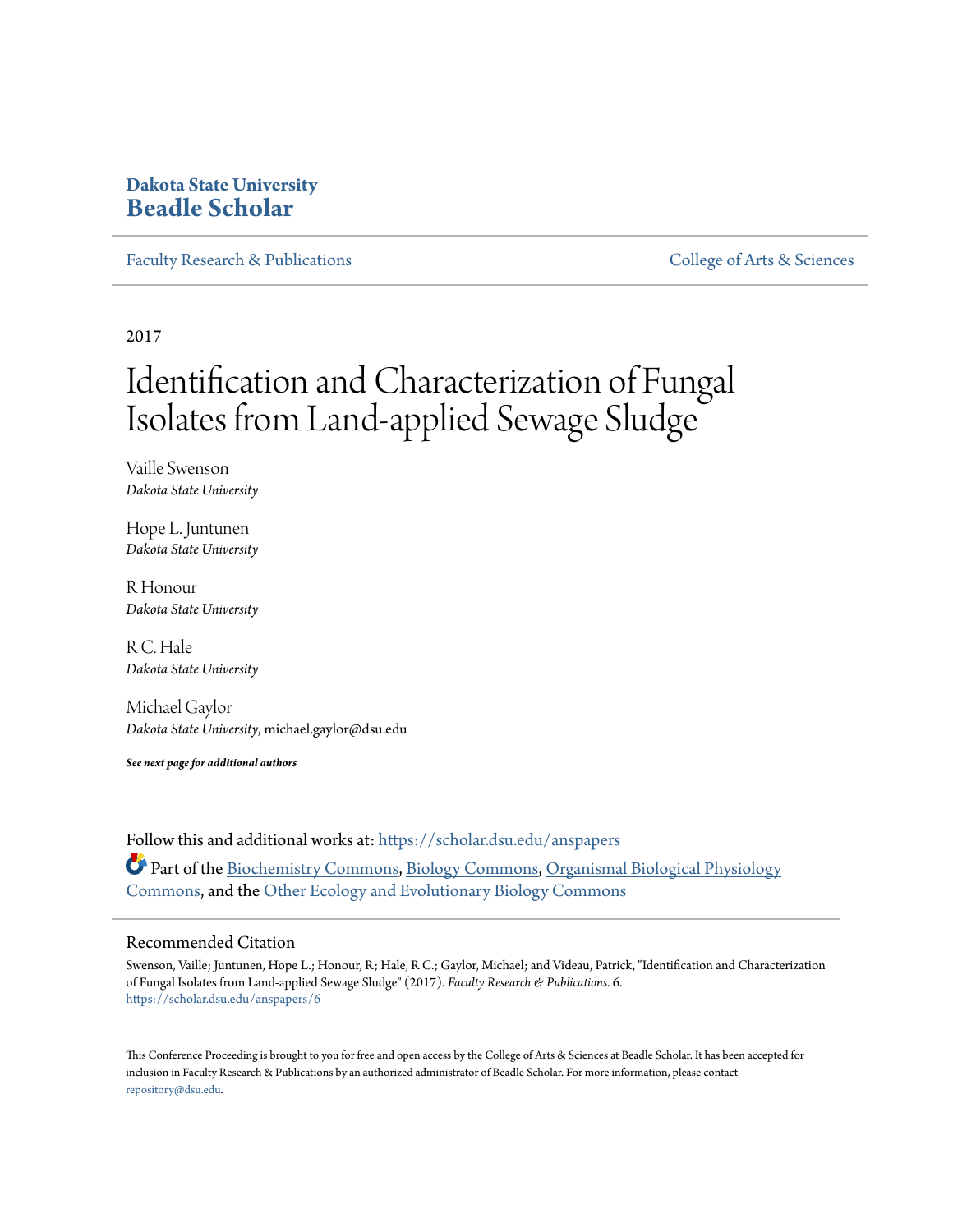**Dakota State University**
**Beadle Scholar**

Faculty Research & Publications | College of Arts & Sciences

2017

# Identification and Characterization of Fungal Isolates from Land-applied Sewage Sludge

Vaille Swenson
*Dakota State University*

Hope L. Juntunen
*Dakota State University*

R Honour
*Dakota State University*

R C. Hale
*Dakota State University*

Michael Gaylor
*Dakota State University*, michael.gaylor@dsu.edu

***See next page for additional authors***

Follow this and additional works at: https://scholar.dsu.edu/anspapers

Part of the Biochemistry Commons, Biology Commons, Organismal Biological Physiology Commons, and the Other Ecology and Evolutionary Biology Commons

## Recommended Citation

Swenson, Vaille; Juntunen, Hope L.; Honour, R; Hale, R C.; Gaylor, Michael; and Videau, Patrick, "Identification and Characterization of Fungal Isolates from Land-applied Sewage Sludge" (2017). *Faculty Research & Publications*. 6.
https://scholar.dsu.edu/anspapers/6

This Conference Proceeding is brought to you for free and open access by the College of Arts & Sciences at Beadle Scholar. It has been accepted for inclusion in Faculty Research & Publications by an authorized administrator of Beadle Scholar. For more information, please contact repository@dsu.edu.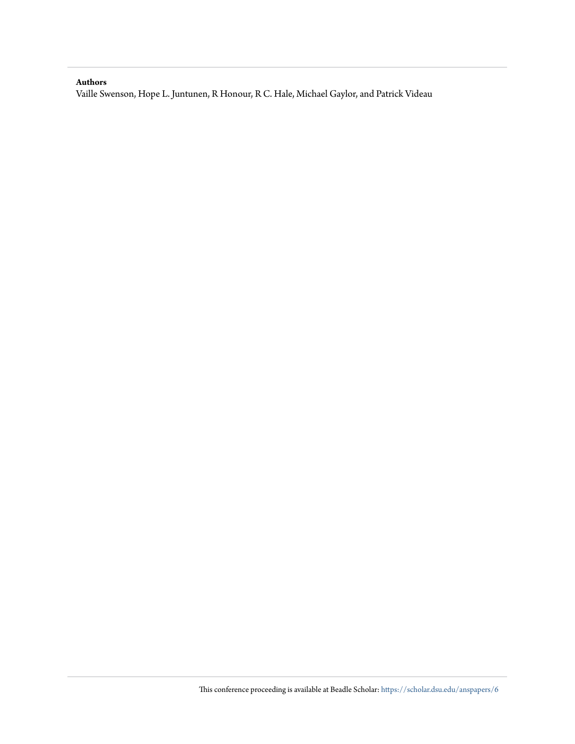**Authors**

Vaille Swenson, Hope L. Juntunen, R Honour, R C. Hale, Michael Gaylor, and Patrick Videau

This conference proceeding is available at Beadle Scholar: https://scholar.dsu.edu/anspapers/6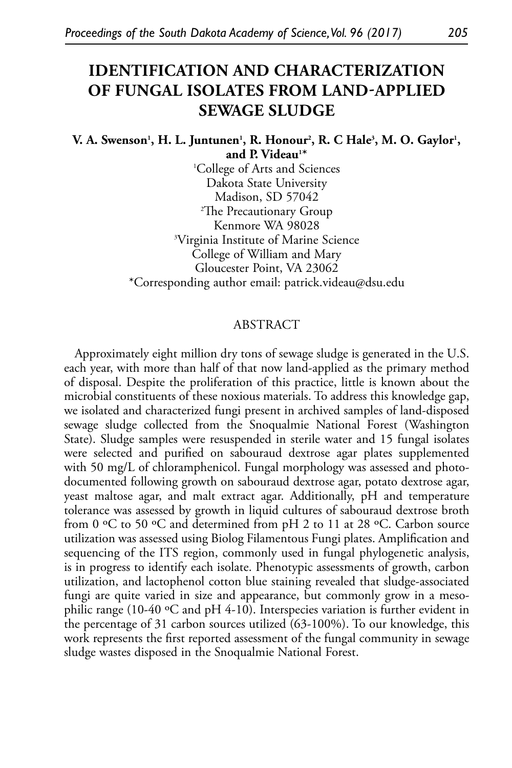# IDENTIFICATION AND CHARACTERIZATION OF FUNGAL ISOLATES FROM LAND-APPLIED SEWAGE SLUDGE

**V. A. Swenson[1], H. L. Juntunen[1], R. Honour[2], R. C Hale[3], M. O. Gaylor[1], and P. Videau[1]***

[1]College of Arts and Sciences
Dakota State University
Madison, SD 57042
[2]The Precautionary Group
Kenmore WA 98028
[3]Virginia Institute of Marine Science
College of William and Mary
Gloucester Point, VA 23062
*Corresponding author email: patrick.videau@dsu.edu

## ABSTRACT

Approximately eight million dry tons of sewage sludge is generated in the U.S. each year, with more than half of that now land-applied as the primary method of disposal. Despite the proliferation of this practice, little is known about the microbial constituents of these noxious materials. To address this knowledge gap, we isolated and characterized fungi present in archived samples of land-disposed sewage sludge collected from the Snoqualmie National Forest (Washington State). Sludge samples were resuspended in sterile water and 15 fungal isolates were selected and purified on sabouraud dextrose agar plates supplemented with 50 mg/L of chloramphenicol. Fungal morphology was assessed and photo-documented following growth on sabouraud dextrose agar, potato dextrose agar, yeast maltose agar, and malt extract agar. Additionally, pH and temperature tolerance was assessed by growth in liquid cultures of sabouraud dextrose broth from 0 ºC to 50 ºC and determined from pH 2 to 11 at 28 ºC. Carbon source utilization was assessed using Biolog Filamentous Fungi plates. Amplification and sequencing of the ITS region, commonly used in fungal phylogenetic analysis, is in progress to identify each isolate. Phenotypic assessments of growth, carbon utilization, and lactophenol cotton blue staining revealed that sludge-associated fungi are quite varied in size and appearance, but commonly grow in a mesophilic range (10-40 ºC and pH 4-10). Interspecies variation is further evident in the percentage of 31 carbon sources utilized (63-100%). To our knowledge, this work represents the first reported assessment of the fungal community in sewage sludge wastes disposed in the Snoqualmie National Forest.